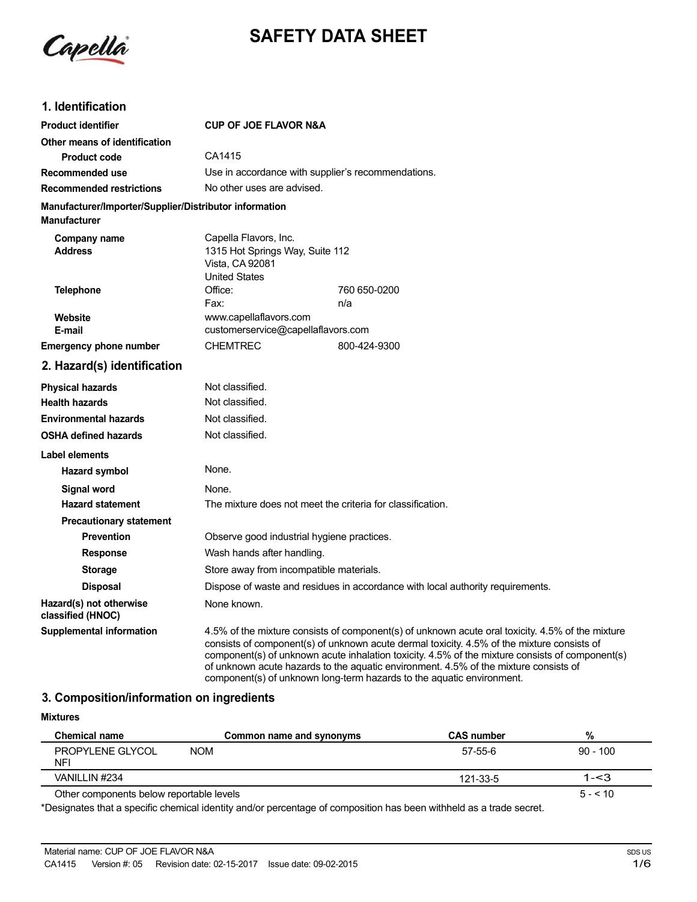# SAFETY DATA SHEET

## 1. Identification

| | | |
|---|---|---|
| **Product identifier** | **CUP OF JOE FLAVOR N&A** | |
| **Other means of identification** | | |
| **Product code** | CA1415 | |
| **Recommended use** | Use in accordance with supplier's recommendations. | |
| **Recommended restrictions** | No other uses are advised. | |

**Manufacturer/Importer/Supplier/Distributor information**

**Manufacturer**

| | | |
|---|---|---|
| **Company name** | Capella Flavors, Inc. | |
| **Address** | 1315 Hot Springs Way, Suite 112<br>Vista, CA 92081<br>United States | |
| **Telephone** | Office: | 760 650-0200 |
| | Fax: | n/a |
| **Website** | www.capellaflavors.com | |
| **E-mail** | customerservice@capellaflavors.com | |
| **Emergency phone number** | CHEMTREC | 800-424-9300 |

## 2. Hazard(s) identification

| | |
|---|---|
| **Physical hazards** | Not classified. |
| **Health hazards** | Not classified. |
| **Environmental hazards** | Not classified. |
| **OSHA defined hazards** | Not classified. |

**Label elements**

| | |
|---|---|
| **Hazard symbol** | None. |
| **Signal word** | None. |
| **Hazard statement** | The mixture does not meet the criteria for classification. |
| **Precautionary statement** | |
| **Prevention** | Observe good industrial hygiene practices. |
| **Response** | Wash hands after handling. |
| **Storage** | Store away from incompatible materials. |
| **Disposal** | Dispose of waste and residues in accordance with local authority requirements. |
| **Hazard(s) not otherwise classified (HNOC)** | None known. |
| **Supplemental information** | 4.5% of the mixture consists of component(s) of unknown acute oral toxicity. 4.5% of the mixture consists of component(s) of unknown acute dermal toxicity. 4.5% of the mixture consists of component(s) of unknown acute inhalation toxicity. 4.5% of the mixture consists of component(s) of unknown acute hazards to the aquatic environment. 4.5% of the mixture consists of component(s) of unknown long-term hazards to the aquatic environment. |

## 3. Composition/information on ingredients

**Mixtures**

| Chemical name | Common name and synonyms | CAS number | % |
|---|---|---|---|
| PROPYLENE GLYCOL NFI | NOM | 57-55-6 | 90 - 100 |
| VANILLIN #234 | | 121-33-5 | 1-<3 |
| Other components below reportable levels | | | 5 - < 10 |

*Designates that a specific chemical identity and/or percentage of composition has been withheld as a trade secret.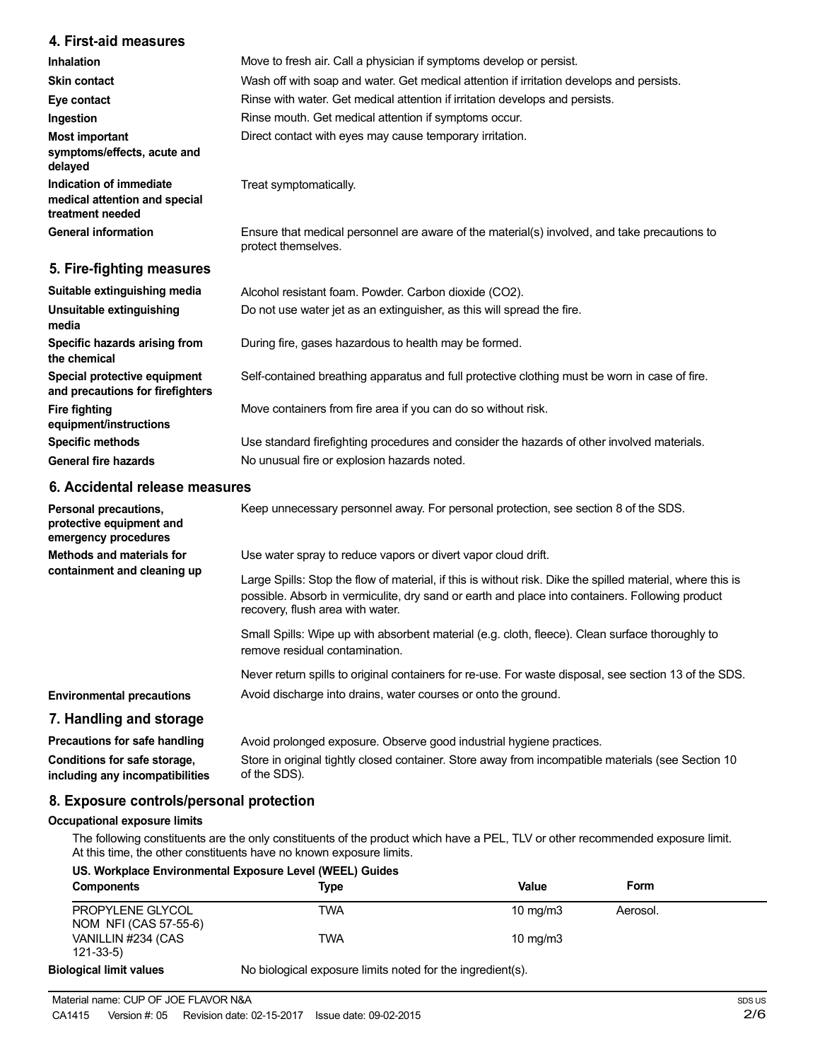## 4. First-aid measures

| | |
|---|---|
| **Inhalation** | Move to fresh air. Call a physician if symptoms develop or persist. |
| **Skin contact** | Wash off with soap and water. Get medical attention if irritation develops and persists. |
| **Eye contact** | Rinse with water. Get medical attention if irritation develops and persists. |
| **Ingestion** | Rinse mouth. Get medical attention if symptoms occur. |
| **Most important symptoms/effects, acute and delayed** | Direct contact with eyes may cause temporary irritation. |
| **Indication of immediate medical attention and special treatment needed** | Treat symptomatically. |
| **General information** | Ensure that medical personnel are aware of the material(s) involved, and take precautions to protect themselves. |

## 5. Fire-fighting measures

| | |
|---|---|
| **Suitable extinguishing media** | Alcohol resistant foam. Powder. Carbon dioxide ($CO_2$). |
| **Unsuitable extinguishing media** | Do not use water jet as an extinguisher, as this will spread the fire. |
| **Specific hazards arising from the chemical** | During fire, gases hazardous to health may be formed. |
| **Special protective equipment and precautions for firefighters** | Self-contained breathing apparatus and full protective clothing must be worn in case of fire. |
| **Fire fighting equipment/instructions** | Move containers from fire area if you can do so without risk. |
| **Specific methods** | Use standard firefighting procedures and consider the hazards of other involved materials. |
| **General fire hazards** | No unusual fire or explosion hazards noted. |

## 6. Accidental release measures

**Personal precautions, protective equipment and emergency procedures**
Keep unnecessary personnel away. For personal protection, see section 8 of the SDS.

**Methods and materials for containment and cleaning up**
Use water spray to reduce vapors or divert vapor cloud drift.

Large Spills: Stop the flow of material, if this is without risk. Dike the spilled material, where this is possible. Absorb in vermiculite, dry sand or earth and place into containers. Following product recovery, flush area with water.

Small Spills: Wipe up with absorbent material (e.g. cloth, fleece). Clean surface thoroughly to remove residual contamination.

Never return spills to original containers for re-use. For waste disposal, see section 13 of the SDS.

**Environmental precautions**
Avoid discharge into drains, water courses or onto the ground.

## 7. Handling and storage

| | |
|---|---|
| **Precautions for safe handling** | Avoid prolonged exposure. Observe good industrial hygiene practices. |
| **Conditions for safe storage, including any incompatibilities** | Store in original tightly closed container. Store away from incompatible materials (see Section 10 of the SDS). |

## 8. Exposure controls/personal protection

### Occupational exposure limits

The following constituents are the only constituents of the product which have a PEL, TLV or other recommended exposure limit. At this time, the other constituents have no known exposure limits.

**US. Workplace Environmental Exposure Level (WEEL) Guides**

| Components | Type | Value | Form |
|---|---|---|---|
| PROPYLENE GLYCOL NOM NFI (CAS 57-55-6) | TWA | 10 mg/m3 | Aerosol. |
| VANILLIN #234 (CAS 121-33-5) | TWA | 10 mg/m3 | |

**Biological limit values**
No biological exposure limits noted for the ingredient(s).

Material name: CUP OF JOE FLAVOR N&A
CA1415 Version #: 05 Revision date: 02-15-2017 Issue date: 09-02-2015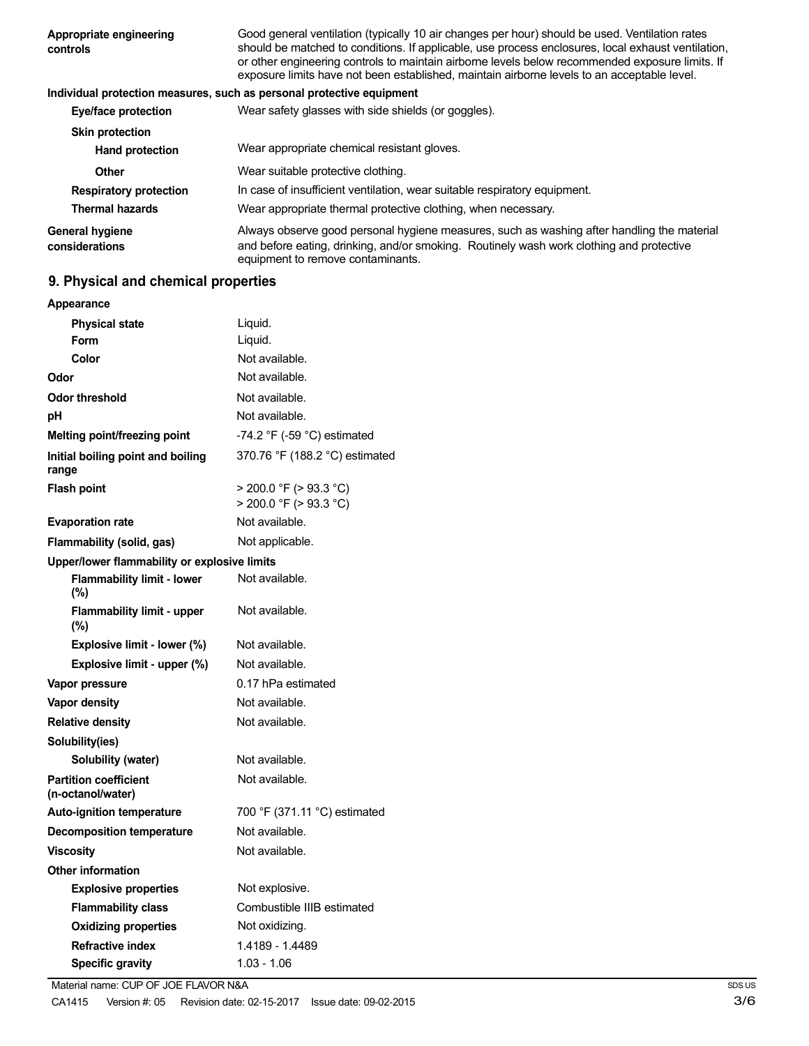| | |
|---|---|
| **Appropriate engineering controls** | Good general ventilation (typically 10 air changes per hour) should be used. Ventilation rates should be matched to conditions. If applicable, use process enclosures, local exhaust ventilation, or other engineering controls to maintain airborne levels below recommended exposure limits. If exposure limits have not been established, maintain airborne levels to an acceptable level. |

**Individual protection measures, such as personal protective equipment**

| | |
|---|---|
| **Eye/face protection** | Wear safety glasses with side shields (or goggles). |
| **Skin protection** | |
| **Hand protection** | Wear appropriate chemical resistant gloves. |
| **Other** | Wear suitable protective clothing. |
| **Respiratory protection** | In case of insufficient ventilation, wear suitable respiratory equipment. |
| **Thermal hazards** | Wear appropriate thermal protective clothing, when necessary. |
| **General hygiene considerations** | Always observe good personal hygiene measures, such as washing after handling the material and before eating, drinking, and/or smoking. Routinely wash work clothing and protective equipment to remove contaminants. |

## 9. Physical and chemical properties

| | |
|---|---|
| **Appearance** | |
| **Physical state** | Liquid. |
| **Form** | Liquid. |
| **Color** | Not available. |
| **Odor** | Not available. |
| **Odor threshold** | Not available. |
| **pH** | Not available. |
| **Melting point/freezing point** | -74.2 °F (-59 °C) estimated |
| **Initial boiling point and boiling range** | 370.76 °F (188.2 °C) estimated |
| **Flash point** | > 200.0 °F (> 93.3 °C)<br>> 200.0 °F (> 93.3 °C) |
| **Evaporation rate** | Not available. |
| **Flammability (solid, gas)** | Not applicable. |
| **Upper/lower flammability or explosive limits** | |
| **Flammability limit - lower (%)** | Not available. |
| **Flammability limit - upper (%)** | Not available. |
| **Explosive limit - lower (%)** | Not available. |
| **Explosive limit - upper (%)** | Not available. |
| **Vapor pressure** | 0.17 hPa estimated |
| **Vapor density** | Not available. |
| **Relative density** | Not available. |
| **Solubility(ies)** | |
| **Solubility (water)** | Not available. |
| **Partition coefficient (n-octanol/water)** | Not available. |
| **Auto-ignition temperature** | 700 °F (371.11 °C) estimated |
| **Decomposition temperature** | Not available. |
| **Viscosity** | Not available. |
| **Other information** | |
| **Explosive properties** | Not explosive. |
| **Flammability class** | Combustible IIIB estimated |
| **Oxidizing properties** | Not oxidizing. |
| **Refractive index** | 1.4189 - 1.4489 |
| **Specific gravity** | 1.03 - 1.06 |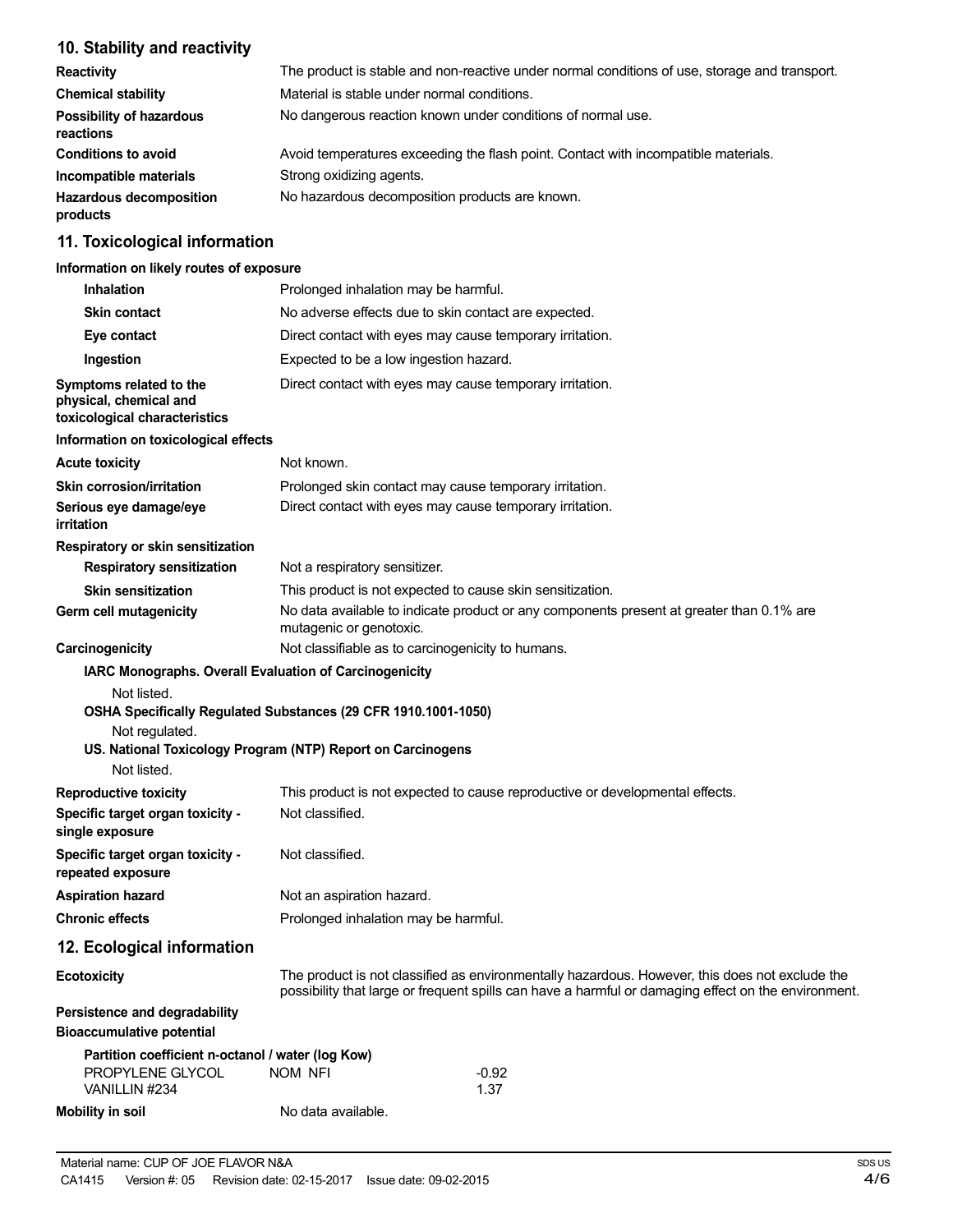## 10. Stability and reactivity

| | |
|---|---|
| **Reactivity** | The product is stable and non-reactive under normal conditions of use, storage and transport. |
| **Chemical stability** | Material is stable under normal conditions. |
| **Possibility of hazardous reactions** | No dangerous reaction known under conditions of normal use. |
| **Conditions to avoid** | Avoid temperatures exceeding the flash point. Contact with incompatible materials. |
| **Incompatible materials** | Strong oxidizing agents. |
| **Hazardous decomposition products** | No hazardous decomposition products are known. |

## 11. Toxicological information

**Information on likely routes of exposure**

| | |
|---|---|
| **Inhalation** | Prolonged inhalation may be harmful. |
| **Skin contact** | No adverse effects due to skin contact are expected. |
| **Eye contact** | Direct contact with eyes may cause temporary irritation. |
| **Ingestion** | Expected to be a low ingestion hazard. |
| **Symptoms related to the physical, chemical and toxicological characteristics** | Direct contact with eyes may cause temporary irritation. |

**Information on toxicological effects**

| | |
|---|---|
| **Acute toxicity** | Not known. |
| **Skin corrosion/irritation** | Prolonged skin contact may cause temporary irritation. |
| **Serious eye damage/eye irritation** | Direct contact with eyes may cause temporary irritation. |

**Respiratory or skin sensitization**

| | |
|---|---|
| **Respiratory sensitization** | Not a respiratory sensitizer. |
| **Skin sensitization** | This product is not expected to cause skin sensitization. |
| **Germ cell mutagenicity** | No data available to indicate product or any components present at greater than 0.1% are mutagenic or genotoxic. |
| **Carcinogenicity** | Not classifiable as to carcinogenicity to humans. |

**IARC Monographs. Overall Evaluation of Carcinogenicity**

Not listed.

**OSHA Specifically Regulated Substances (29 CFR 1910.1001-1050)**

Not regulated.

**US. National Toxicology Program (NTP) Report on Carcinogens**

Not listed.

| | |
|---|---|
| **Reproductive toxicity** | This product is not expected to cause reproductive or developmental effects. |
| **Specific target organ toxicity - single exposure** | Not classified. |
| **Specific target organ toxicity - repeated exposure** | Not classified. |
| **Aspiration hazard** | Not an aspiration hazard. |
| **Chronic effects** | Prolonged inhalation may be harmful. |

## 12. Ecological information

| | |
|---|---|
| **Ecotoxicity** | The product is not classified as environmentally hazardous. However, this does not exclude the possibility that large or frequent spills can have a harmful or damaging effect on the environment. |

**Persistence and degradability**

**Bioaccumulative potential**

**Partition coefficient n-octanol / water (log Kow)**

| | | |
|---|---|---|
| PROPYLENE GLYCOL | NOM NFI | -0.92 |
| VANILLIN #234 | | 1.37 |

| | |
|---|---|
| **Mobility in soil** | No data available. |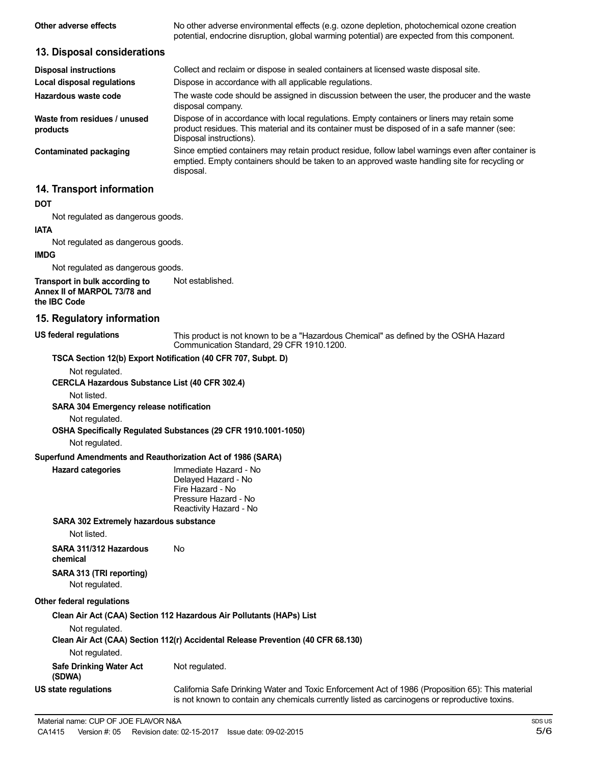| | |
|---|---|
| **Other adverse effects** | No other adverse environmental effects (e.g. ozone depletion, photochemical ozone creation potential, endocrine disruption, global warming potential) are expected from this component. |

## 13. Disposal considerations

| | |
|---|---|
| **Disposal instructions** | Collect and reclaim or dispose in sealed containers at licensed waste disposal site. |
| **Local disposal regulations** | Dispose in accordance with all applicable regulations. |
| **Hazardous waste code** | The waste code should be assigned in discussion between the user, the producer and the waste disposal company. |
| **Waste from residues / unused products** | Dispose of in accordance with local regulations. Empty containers or liners may retain some product residues. This material and its container must be disposed of in a safe manner (see: Disposal instructions). |
| **Contaminated packaging** | Since emptied containers may retain product residue, follow label warnings even after container is emptied. Empty containers should be taken to an approved waste handling site for recycling or disposal. |

## 14. Transport information

**DOT**

Not regulated as dangerous goods.

**IATA**

Not regulated as dangerous goods.

**IMDG**

Not regulated as dangerous goods.

**Transport in bulk according to Annex II of MARPOL 73/78 and the IBC Code** Not established.

## 15. Regulatory information

**US federal regulations** This product is not known to be a "Hazardous Chemical" as defined by the OSHA Hazard Communication Standard, 29 CFR 1910.1200.

**TSCA Section 12(b) Export Notification (40 CFR 707, Subpt. D)**

Not regulated.

**CERCLA Hazardous Substance List (40 CFR 302.4)**

Not listed.

**SARA 304 Emergency release notification**

Not regulated.

**OSHA Specifically Regulated Substances (29 CFR 1910.1001-1050)**

Not regulated.

**Superfund Amendments and Reauthorization Act of 1986 (SARA)**

**Hazard categories**
Immediate Hazard - No
Delayed Hazard - No
Fire Hazard - No
Pressure Hazard - No
Reactivity Hazard - No

**SARA 302 Extremely hazardous substance**

Not listed.

**SARA 311/312 Hazardous chemical** No

**SARA 313 (TRI reporting)**

Not regulated.

**Other federal regulations**

**Clean Air Act (CAA) Section 112 Hazardous Air Pollutants (HAPs) List**

Not regulated.

**Clean Air Act (CAA) Section 112(r) Accidental Release Prevention (40 CFR 68.130)**

Not regulated.

**Safe Drinking Water Act (SDWA)** Not regulated.

**US state regulations** California Safe Drinking Water and Toxic Enforcement Act of 1986 (Proposition 65): This material is not known to contain any chemicals currently listed as carcinogens or reproductive toxins.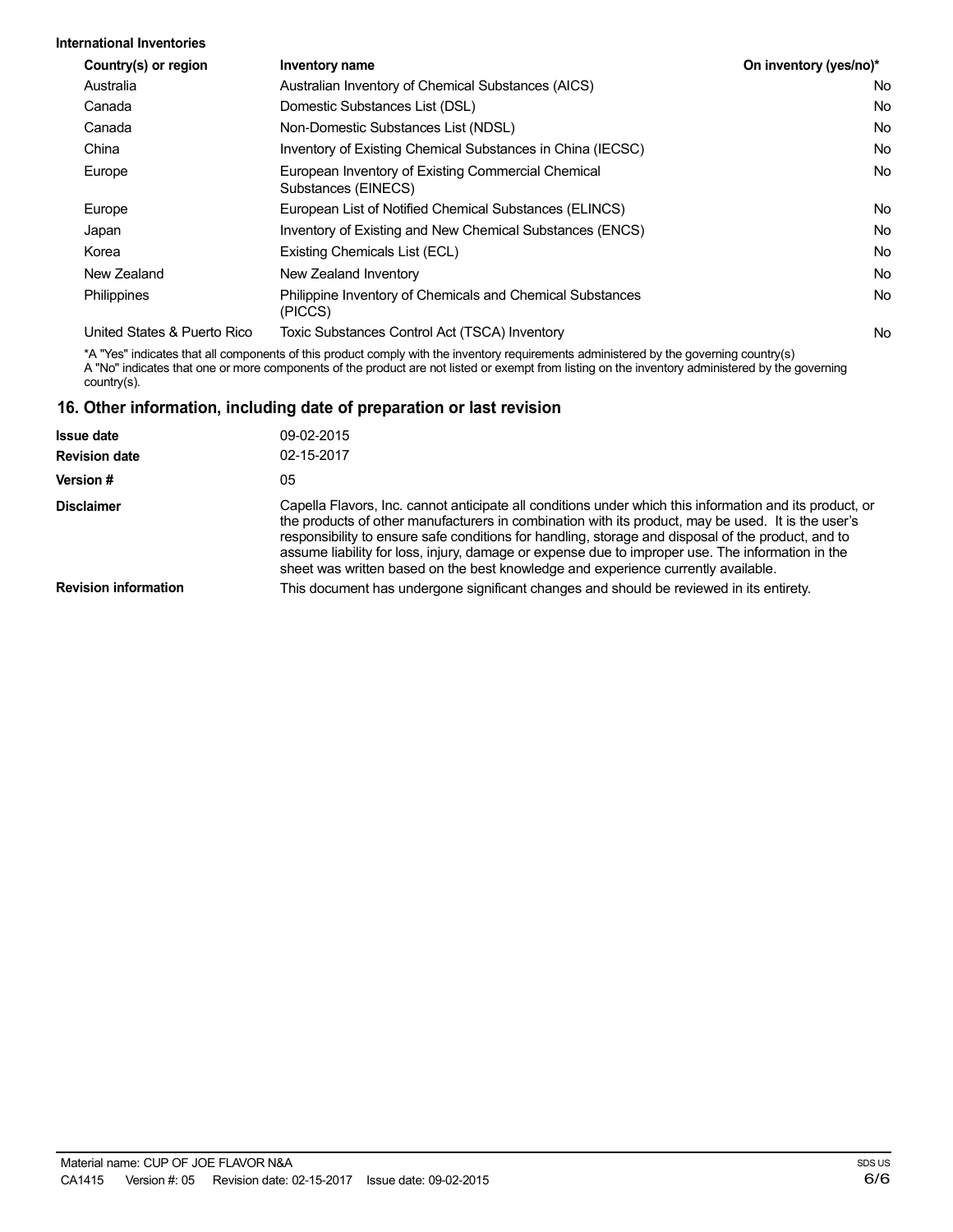**International Inventories**

| Country(s) or region | Inventory name | On inventory (yes/no)* |
|---|---|---|
| Australia | Australian Inventory of Chemical Substances (AICS) | No |
| Canada | Domestic Substances List (DSL) | No |
| Canada | Non-Domestic Substances List (NDSL) | No |
| China | Inventory of Existing Chemical Substances in China (IECSC) | No |
| Europe | European Inventory of Existing Commercial Chemical Substances (EINECS) | No |
| Europe | European List of Notified Chemical Substances (ELINCS) | No |
| Japan | Inventory of Existing and New Chemical Substances (ENCS) | No |
| Korea | Existing Chemicals List (ECL) | No |
| New Zealand | New Zealand Inventory | No |
| Philippines | Philippine Inventory of Chemicals and Chemical Substances (PICCS) | No |
| United States & Puerto Rico | Toxic Substances Control Act (TSCA) Inventory | No |

*A "Yes" indicates that all components of this product comply with the inventory requirements administered by the governing country(s)
A "No" indicates that one or more components of the product are not listed or exempt from listing on the inventory administered by the governing country(s).

## 16. Other information, including date of preparation or last revision

**Issue date** 09-02-2015

**Revision date** 02-15-2017

**Version #** 05

**Disclaimer** Capella Flavors, Inc. cannot anticipate all conditions under which this information and its product, or the products of other manufacturers in combination with its product, may be used. It is the user's responsibility to ensure safe conditions for handling, storage and disposal of the product, and to assume liability for loss, injury, damage or expense due to improper use. The information in the sheet was written based on the best knowledge and experience currently available.

**Revision information** This document has undergone significant changes and should be reviewed in its entirety.